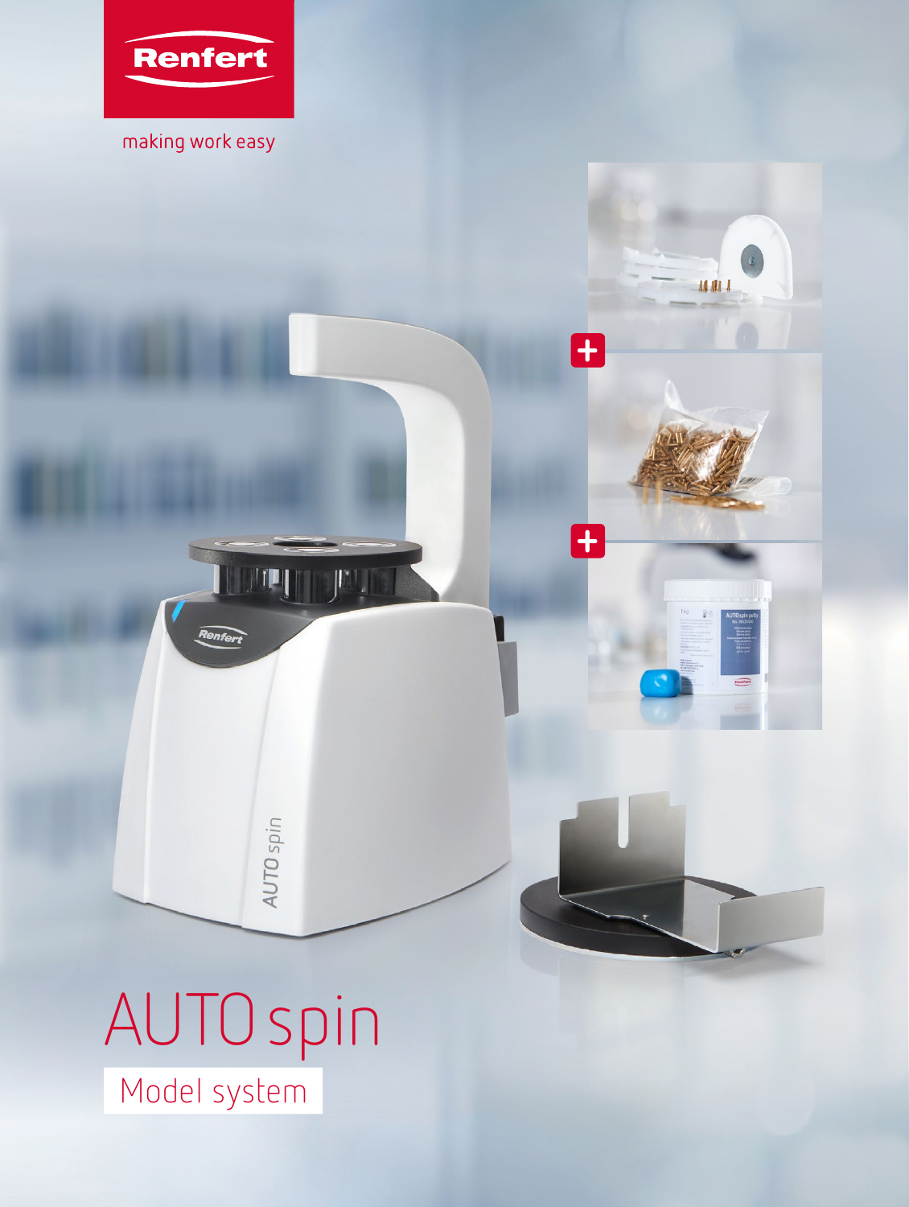Renfert

making work easy

# AUTO spin

## Model system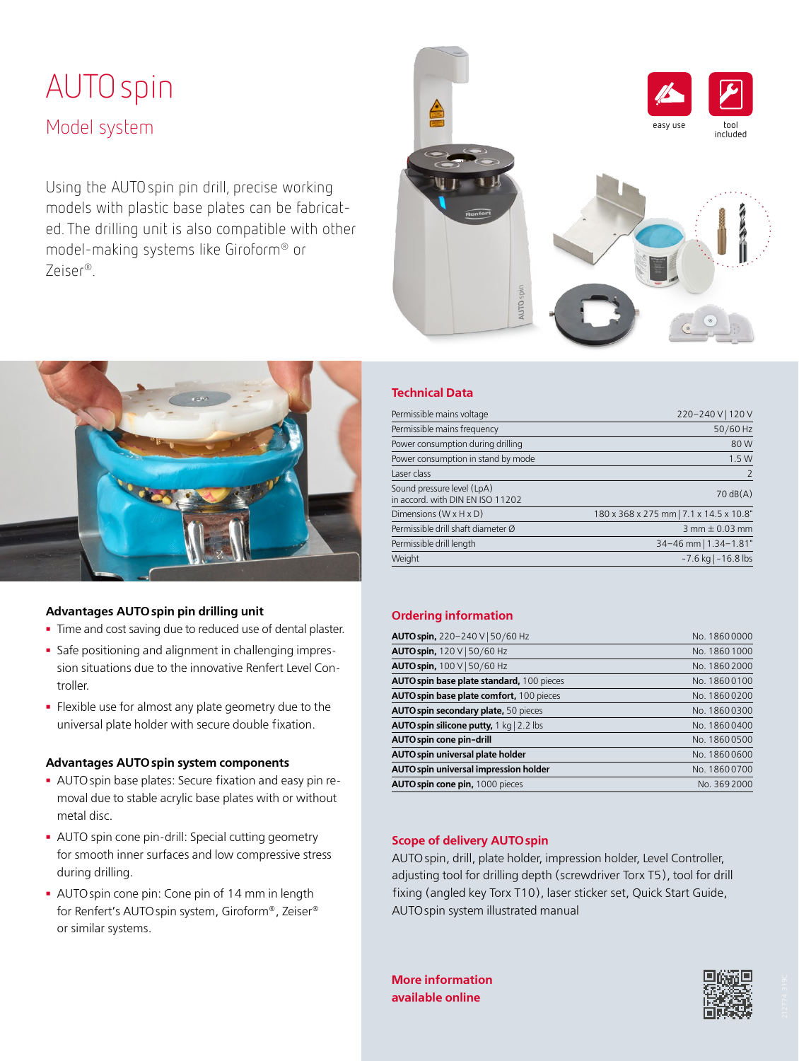# AUTO spin

## Model system

Using the AUTO spin pin drill, precise working models with plastic base plates can be fabricated. The drilling unit is also compatible with other model-making systems like Giroform® or Zeiser®.

easy use

tool included

### Technical Data

| | |
|---|---|
| Permissible mains voltage | 220–240 V \| 120 V |
| Permissible mains frequency | 50/60 Hz |
| Power consumption during drilling | 80 W |
| Power consumption in stand by mode | 1.5 W |
| Laser class | 2 |
| Sound pressure level (LpA) in accord. with DIN EN ISO 11202 | 70 dB(A) |
| Dimensions (W x H x D) | 180 x 368 x 275 mm \| 7.1 x 14.5 x 10.8" |
| Permissible drill shaft diameter Ø | 3 mm ± 0.03 mm |
| Permissible drill length | 34–46 mm \| 1.34–1.81" |
| Weight | ~7.6 kg \| ~16.8 lbs |

### Advantages AUTO spin pin drilling unit

- Time and cost saving due to reduced use of dental plaster.
- Safe positioning and alignment in challenging impression situations due to the innovative Renfert Level Controller.
- Flexible use for almost any plate geometry due to the universal plate holder with secure double fixation.

### Advantages AUTO spin system components

- AUTO spin base plates: Secure fixation and easy pin removal due to stable acrylic base plates with or without metal disc.
- AUTO spin cone pin-drill: Special cutting geometry for smooth inner surfaces and low compressive stress during drilling.
- AUTO spin cone pin: Cone pin of 14 mm in length for Renfert's AUTO spin system, Giroform®, Zeiser® or similar systems.

### Ordering information

| | |
|---|---|
| **AUTO spin,** 220–240 V \| 50/60 Hz | No. 1860 0000 |
| **AUTO spin,** 120 V \| 50/60 Hz | No. 1860 1000 |
| **AUTO spin,** 100 V \| 50/60 Hz | No. 1860 2000 |
| **AUTO spin base plate standard,** 100 pieces | No. 1860 0100 |
| **AUTO spin base plate comfort,** 100 pieces | No. 1860 0200 |
| **AUTO spin secondary plate,** 50 pieces | No. 1860 0300 |
| **AUTO spin silicone putty,** 1 kg \| 2.2 lbs | No. 1860 0400 |
| **AUTO spin cone pin-drill** | No. 1860 0500 |
| **AUTO spin universal plate holder** | No. 1860 0600 |
| **AUTO spin universal impression holder** | No. 1860 0700 |
| **AUTO spin cone pin,** 1000 pieces | No. 369 2000 |

### Scope of delivery AUTO spin

AUTO spin, drill, plate holder, impression holder, Level Controller, adjusting tool for drilling depth (screwdriver Torx T5), tool for drill fixing (angled key Torx T10), laser sticker set, Quick Start Guide, AUTO spin system illustrated manual

**More information available online**